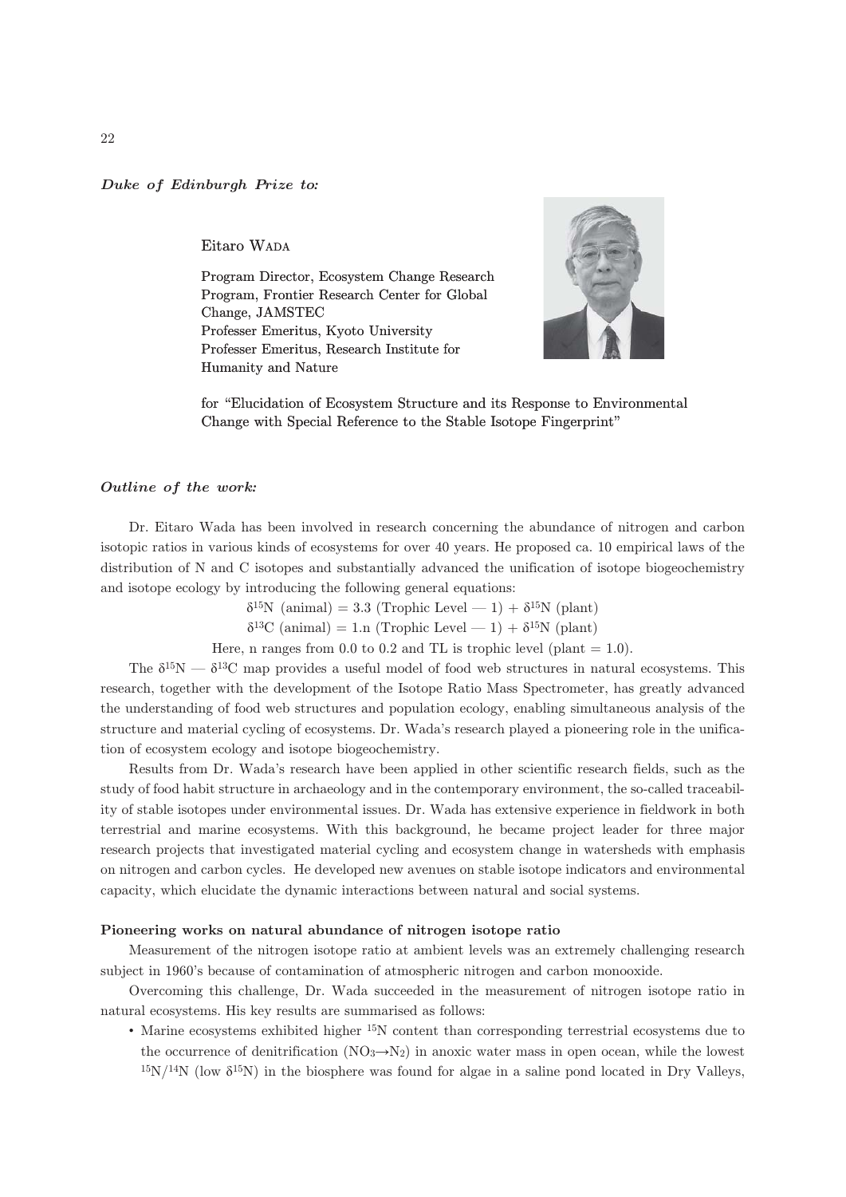*Duke of Edinburgh Prize to:*

Eitaro WADA

Program Director, Ecosystem Change Research Program, Frontier Research Center for Global Change, JAMSTEC
Professer Emeritus, Kyoto University
Professer Emeritus, Research Institute for Humanity and Nature

for "Elucidation of Ecosystem Structure and its Response to Environmental Change with Special Reference to the Stable Isotope Fingerprint"

*Outline of the work:*

Dr. Eitaro Wada has been involved in research concerning the abundance of nitrogen and carbon isotopic ratios in various kinds of ecosystems for over 40 years. He proposed ca. 10 empirical laws of the distribution of N and C isotopes and substantially advanced the unification of isotope biogeochemistry and isotope ecology by introducing the following general equations:

$$\delta^{15}\text{N (animal)} = 3.3\ (\text{Trophic Level} - 1) + \delta^{15}\text{N (plant)}$$

$$\delta^{13}\text{C (animal)} = 1.\text{n}\ (\text{Trophic Level} - 1) + \delta^{15}\text{N (plant)}$$

Here, n ranges from 0.0 to 0.2 and TL is trophic level (plant = 1.0).

The $\delta^{15}$N — $\delta^{13}$C map provides a useful model of food web structures in natural ecosystems. This research, together with the development of the Isotope Ratio Mass Spectrometer, has greatly advanced the understanding of food web structures and population ecology, enabling simultaneous analysis of the structure and material cycling of ecosystems. Dr. Wada's research played a pioneering role in the unification of ecosystem ecology and isotope biogeochemistry.

Results from Dr. Wada's research have been applied in other scientific research fields, such as the study of food habit structure in archaeology and in the contemporary environment, the so-called traceability of stable isotopes under environmental issues. Dr. Wada has extensive experience in fieldwork in both terrestrial and marine ecosystems. With this background, he became project leader for three major research projects that investigated material cycling and ecosystem change in watersheds with emphasis on nitrogen and carbon cycles. He developed new avenues on stable isotope indicators and environmental capacity, which elucidate the dynamic interactions between natural and social systems.

**Pioneering works on natural abundance of nitrogen isotope ratio**

Measurement of the nitrogen isotope ratio at ambient levels was an extremely challenging research subject in 1960's because of contamination of atmospheric nitrogen and carbon monooxide.

Overcoming this challenge, Dr. Wada succeeded in the measurement of nitrogen isotope ratio in natural ecosystems. His key results are summarised as follows:

- Marine ecosystems exhibited higher $^{15}$N content than corresponding terrestrial ecosystems due to the occurrence of denitrification ($NO_3 \rightarrow N_2$) in anoxic water mass in open ocean, while the lowest $^{15}N/^{14}N$ (low $\delta^{15}$N) in the biosphere was found for algae in a saline pond located in Dry Valleys,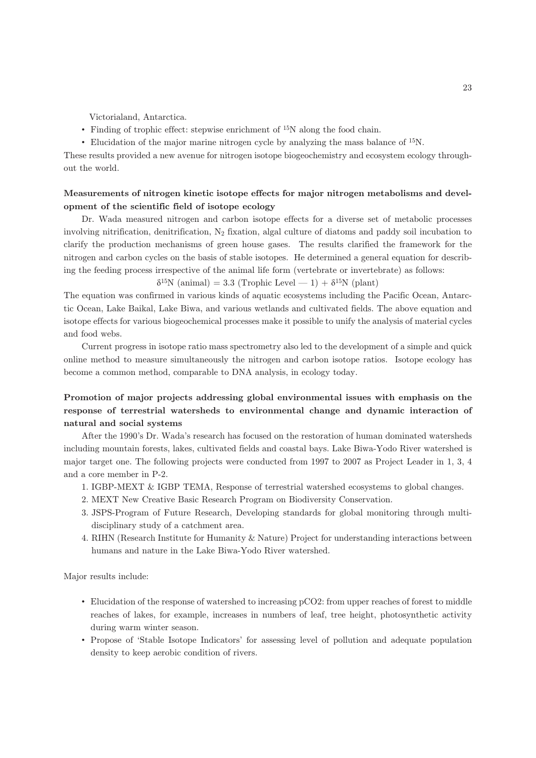Victorialand, Antarctica.

- Finding of trophic effect: stepwise enrichment of $^{15}N$ along the food chain.
- Elucidation of the major marine nitrogen cycle by analyzing the mass balance of $^{15}N$.

These results provided a new avenue for nitrogen isotope biogeochemistry and ecosystem ecology throughout the world.

**Measurements of nitrogen kinetic isotope effects for major nitrogen metabolisms and development of the scientific field of isotope ecology**

Dr. Wada measured nitrogen and carbon isotope effects for a diverse set of metabolic processes involving nitrification, denitrification, $N_2$ fixation, algal culture of diatoms and paddy soil incubation to clarify the production mechanisms of green house gases. The results clarified the framework for the nitrogen and carbon cycles on the basis of stable isotopes. He determined a general equation for describing the feeding process irrespective of the animal life form (vertebrate or invertebrate) as follows:

$$\delta^{15}\text{N (animal)} = 3.3 \text{ (Trophic Level — 1)} + \delta^{15}\text{N (plant)}$$

The equation was confirmed in various kinds of aquatic ecosystems including the Pacific Ocean, Antarctic Ocean, Lake Baikal, Lake Biwa, and various wetlands and cultivated fields. The above equation and isotope effects for various biogeochemical processes make it possible to unify the analysis of material cycles and food webs.

Current progress in isotope ratio mass spectrometry also led to the development of a simple and quick online method to measure simultaneously the nitrogen and carbon isotope ratios. Isotope ecology has become a common method, comparable to DNA analysis, in ecology today.

**Promotion of major projects addressing global environmental issues with emphasis on the response of terrestrial watersheds to environmental change and dynamic interaction of natural and social systems**

After the 1990's Dr. Wada's research has focused on the restoration of human dominated watersheds including mountain forests, lakes, cultivated fields and coastal bays. Lake Biwa-Yodo River watershed is major target one. The following projects were conducted from 1997 to 2007 as Project Leader in 1, 3, 4 and a core member in P-2.

1. IGBP-MEXT & IGBP TEMA, Response of terrestrial watershed ecosystems to global changes.
2. MEXT New Creative Basic Research Program on Biodiversity Conservation.
3. JSPS-Program of Future Research, Developing standards for global monitoring through multidisciplinary study of a catchment area.
4. RIHN (Research Institute for Humanity & Nature) Project for understanding interactions between humans and nature in the Lake Biwa-Yodo River watershed.

Major results include:

- Elucidation of the response of watershed to increasing pCO2: from upper reaches of forest to middle reaches of lakes, for example, increases in numbers of leaf, tree height, photosynthetic activity during warm winter season.
- Propose of 'Stable Isotope Indicators' for assessing level of pollution and adequate population density to keep aerobic condition of rivers.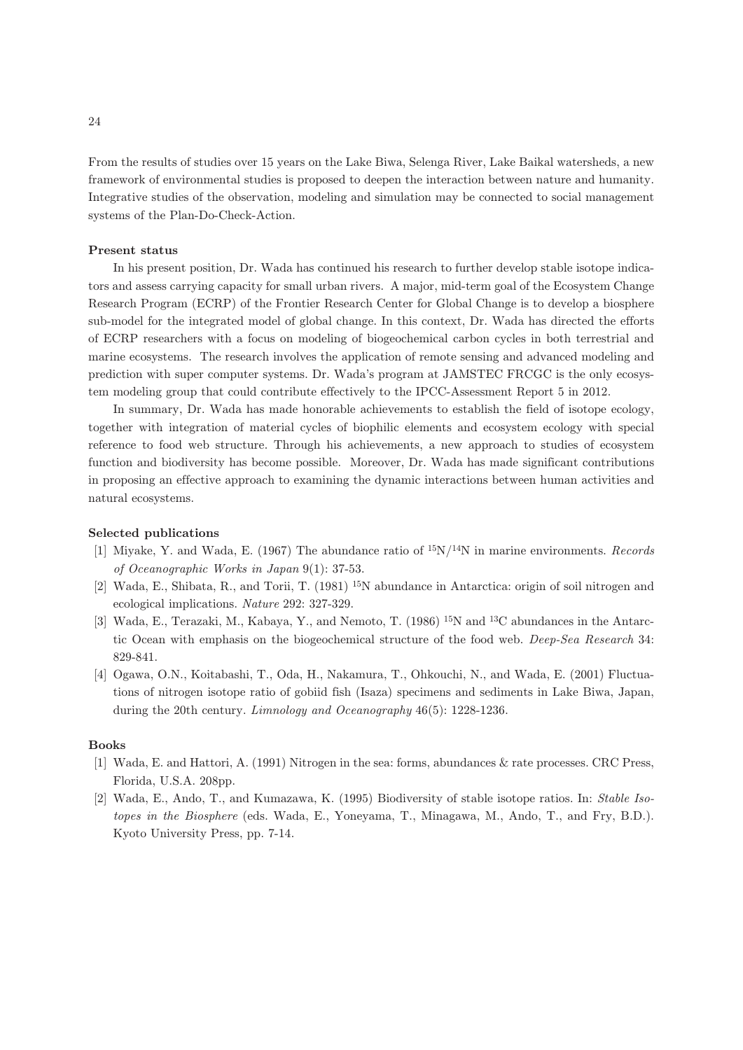From the results of studies over 15 years on the Lake Biwa, Selenga River, Lake Baikal watersheds, a new framework of environmental studies is proposed to deepen the interaction between nature and humanity. Integrative studies of the observation, modeling and simulation may be connected to social management systems of the Plan-Do-Check-Action.

**Present status**

In his present position, Dr. Wada has continued his research to further develop stable isotope indicators and assess carrying capacity for small urban rivers. A major, mid-term goal of the Ecosystem Change Research Program (ECRP) of the Frontier Research Center for Global Change is to develop a biosphere sub-model for the integrated model of global change. In this context, Dr. Wada has directed the efforts of ECRP researchers with a focus on modeling of biogeochemical carbon cycles in both terrestrial and marine ecosystems. The research involves the application of remote sensing and advanced modeling and prediction with super computer systems. Dr. Wada's program at JAMSTEC FRCGC is the only ecosystem modeling group that could contribute effectively to the IPCC-Assessment Report 5 in 2012.

In summary, Dr. Wada has made honorable achievements to establish the field of isotope ecology, together with integration of material cycles of biophilic elements and ecosystem ecology with special reference to food web structure. Through his achievements, a new approach to studies of ecosystem function and biodiversity has become possible. Moreover, Dr. Wada has made significant contributions in proposing an effective approach to examining the dynamic interactions between human activities and natural ecosystems.

**Selected publications**

[1] Miyake, Y. and Wada, E. (1967) The abundance ratio of $^{15}N/^{14}N$ in marine environments. *Records of Oceanographic Works in Japan* 9(1): 37-53.

[2] Wada, E., Shibata, R., and Torii, T. (1981) $^{15}N$ abundance in Antarctica: origin of soil nitrogen and ecological implications. *Nature* 292: 327-329.

[3] Wada, E., Terazaki, M., Kabaya, Y., and Nemoto, T. (1986) $^{15}N$ and $^{13}C$ abundances in the Antarctic Ocean with emphasis on the biogeochemical structure of the food web. *Deep-Sea Research* 34: 829-841.

[4] Ogawa, O.N., Koitabashi, T., Oda, H., Nakamura, T., Ohkouchi, N., and Wada, E. (2001) Fluctuations of nitrogen isotope ratio of gobiid fish (Isaza) specimens and sediments in Lake Biwa, Japan, during the 20th century. *Limnology and Oceanography* 46(5): 1228-1236.

**Books**

[1] Wada, E. and Hattori, A. (1991) Nitrogen in the sea: forms, abundances & rate processes. CRC Press, Florida, U.S.A. 208pp.

[2] Wada, E., Ando, T., and Kumazawa, K. (1995) Biodiversity of stable isotope ratios. In: *Stable Isotopes in the Biosphere* (eds. Wada, E., Yoneyama, T., Minagawa, M., Ando, T., and Fry, B.D.). Kyoto University Press, pp. 7-14.